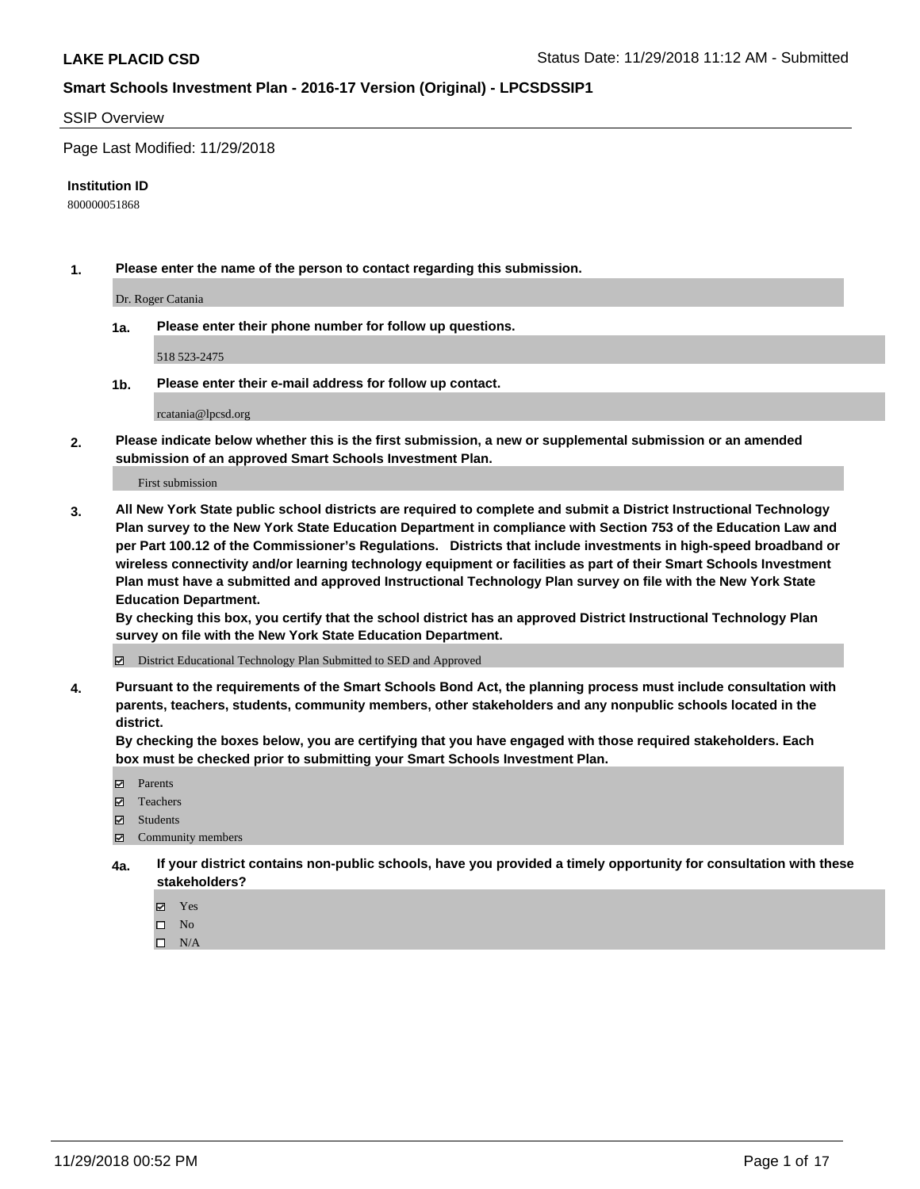**LAKE PLACID CSD**

Status Date: 11/29/2018 11:12 AM - Submitted

## Smart Schools Investment Plan - 2016-17 Version (Original) - LPCSDSSIP1

SSIP Overview

Page Last Modified: 11/29/2018

**Institution ID**

800000051868

**1. Please enter the name of the person to contact regarding this submission.**

Dr. Roger Catania

**1a. Please enter their phone number for follow up questions.**

518 523-2475

**1b. Please enter their e-mail address for follow up contact.**

rcatania@lpcsd.org

**2. Please indicate below whether this is the first submission, a new or supplemental submission or an amended submission of an approved Smart Schools Investment Plan.**

First submission

**3. All New York State public school districts are required to complete and submit a District Instructional Technology Plan survey to the New York State Education Department in compliance with Section 753 of the Education Law and per Part 100.12 of the Commissioner's Regulations. Districts that include investments in high-speed broadband or wireless connectivity and/or learning technology equipment or facilities as part of their Smart Schools Investment Plan must have a submitted and approved Instructional Technology Plan survey on file with the New York State Education Department.**
**By checking this box, you certify that the school district has an approved District Instructional Technology Plan survey on file with the New York State Education Department.**

- ☑ District Educational Technology Plan Submitted to SED and Approved

**4. Pursuant to the requirements of the Smart Schools Bond Act, the planning process must include consultation with parents, teachers, students, community members, other stakeholders and any nonpublic schools located in the district.**
**By checking the boxes below, you are certifying that you have engaged with those required stakeholders. Each box must be checked prior to submitting your Smart Schools Investment Plan.**

- ☑ Parents
- ☑ Teachers
- ☑ Students
- ☑ Community members

**4a. If your district contains non-public schools, have you provided a timely opportunity for consultation with these stakeholders?**

- ☑ Yes
- ☐ No
- ☐ N/A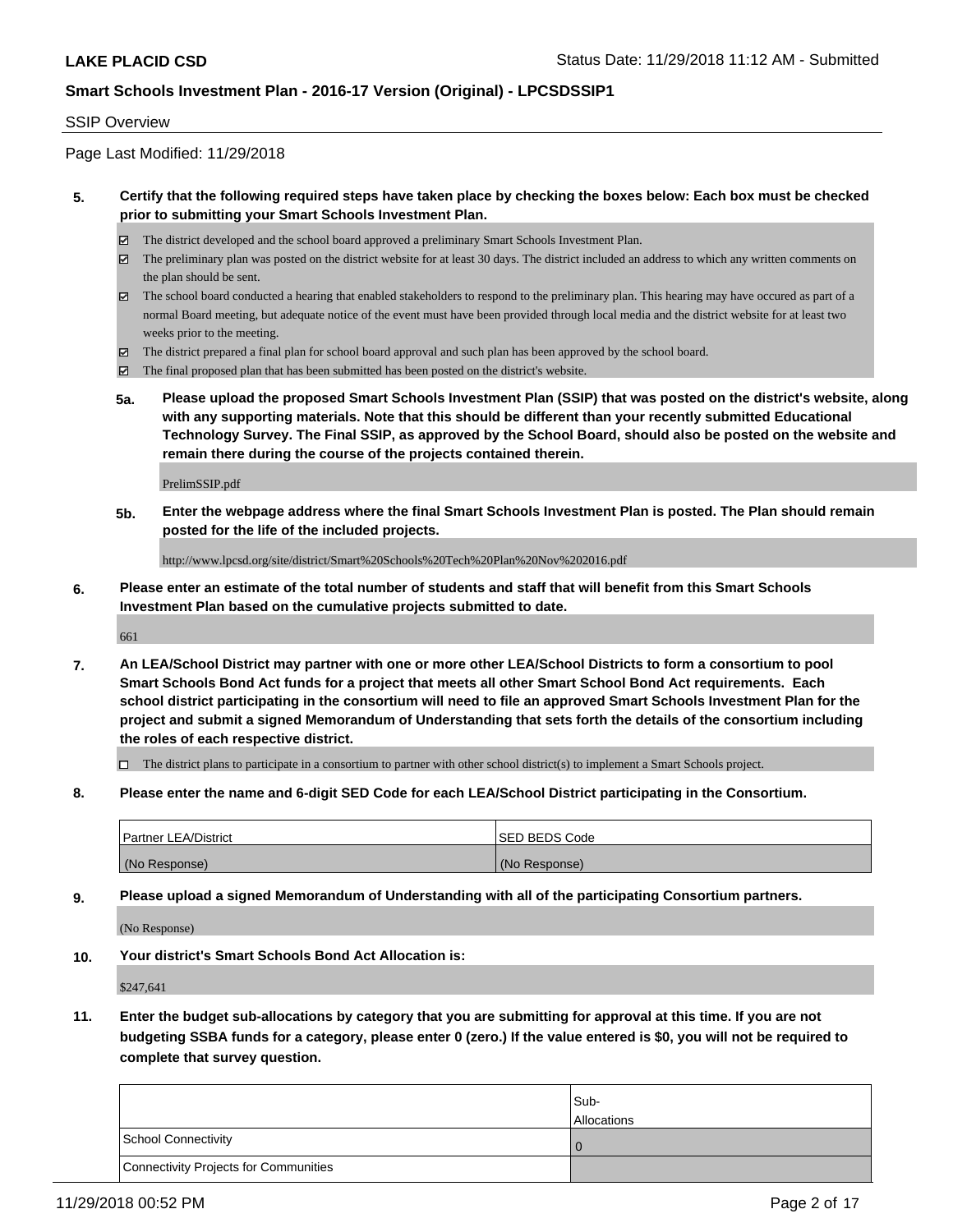SSIP Overview

Page Last Modified: 11/29/2018

**5. Certify that the following required steps have taken place by checking the boxes below: Each box must be checked prior to submitting your Smart Schools Investment Plan.**

- ☑ The district developed and the school board approved a preliminary Smart Schools Investment Plan.
- ☑ The preliminary plan was posted on the district website for at least 30 days. The district included an address to which any written comments on the plan should be sent.
- ☑ The school board conducted a hearing that enabled stakeholders to respond to the preliminary plan. This hearing may have occured as part of a normal Board meeting, but adequate notice of the event must have been provided through local media and the district website for at least two weeks prior to the meeting.
- ☑ The district prepared a final plan for school board approval and such plan has been approved by the school board.
- ☑ The final proposed plan that has been submitted has been posted on the district's website.

**5a. Please upload the proposed Smart Schools Investment Plan (SSIP) that was posted on the district's website, along with any supporting materials. Note that this should be different than your recently submitted Educational Technology Survey. The Final SSIP, as approved by the School Board, should also be posted on the website and remain there during the course of the projects contained therein.**

PrelimSSIP.pdf

**5b. Enter the webpage address where the final Smart Schools Investment Plan is posted. The Plan should remain posted for the life of the included projects.**

http://www.lpcsd.org/site/district/Smart%20Schools%20Tech%20Plan%20Nov%202016.pdf

**6. Please enter an estimate of the total number of students and staff that will benefit from this Smart Schools Investment Plan based on the cumulative projects submitted to date.**

661

**7. An LEA/School District may partner with one or more other LEA/School Districts to form a consortium to pool Smart Schools Bond Act funds for a project that meets all other Smart School Bond Act requirements. Each school district participating in the consortium will need to file an approved Smart Schools Investment Plan for the project and submit a signed Memorandum of Understanding that sets forth the details of the consortium including the roles of each respective district.**

- ☐ The district plans to participate in a consortium to partner with other school district(s) to implement a Smart Schools project.

**8. Please enter the name and 6-digit SED Code for each LEA/School District participating in the Consortium.**

| Partner LEA/District | SED BEDS Code |
|---|---|
| (No Response) | (No Response) |

**9. Please upload a signed Memorandum of Understanding with all of the participating Consortium partners.**

(No Response)

**10. Your district's Smart Schools Bond Act Allocation is:**

$247,641

**11. Enter the budget sub-allocations by category that you are submitting for approval at this time. If you are not budgeting SSBA funds for a category, please enter 0 (zero.) If the value entered is $0, you will not be required to complete that survey question.**

| | Sub-Allocations |
|---|---|
| School Connectivity | 0 |
| Connectivity Projects for Communities | |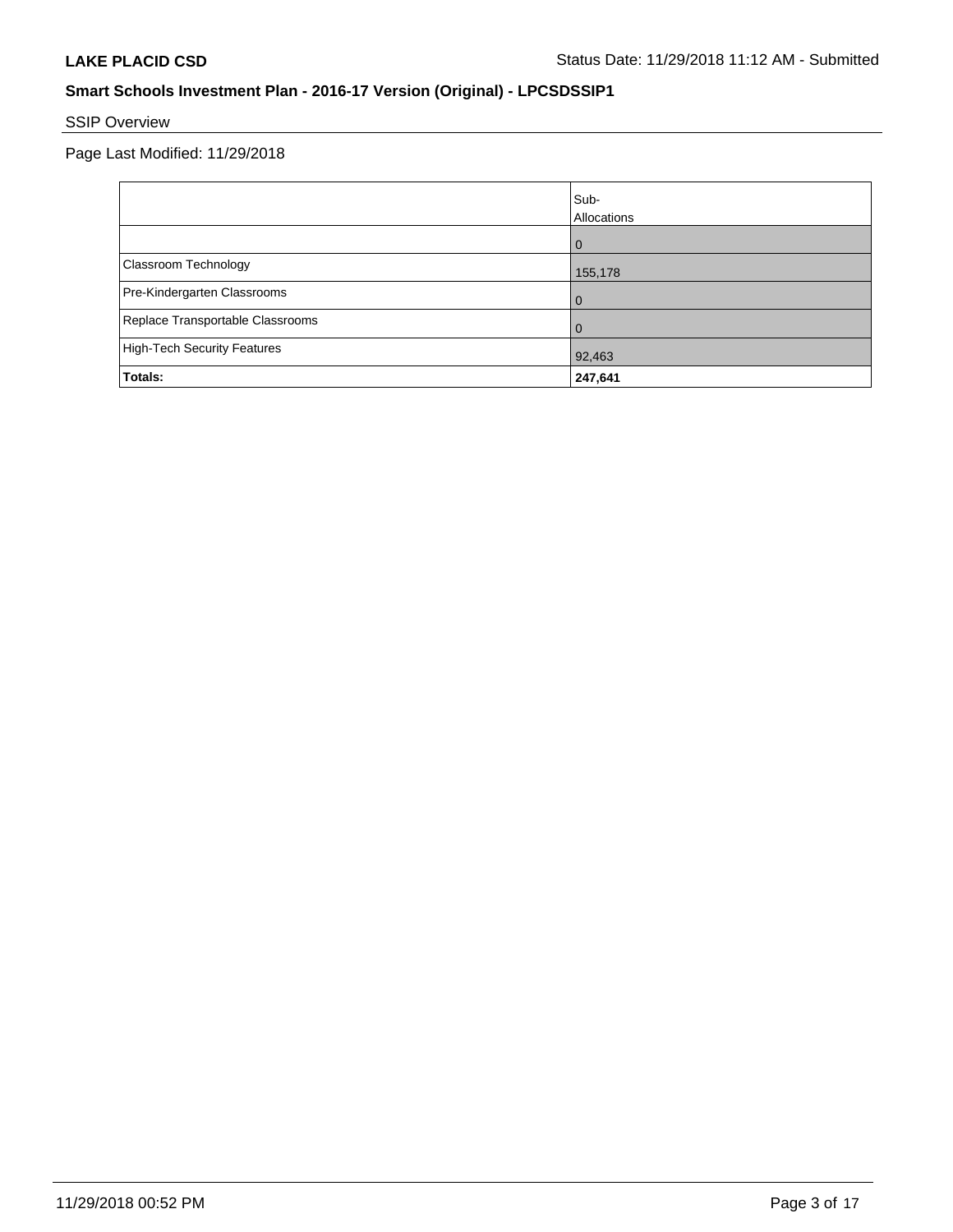## SSIP Overview

Page Last Modified: 11/29/2018

| | Sub-Allocations |
|---|---|
| | 0 |
| Classroom Technology | 155,178 |
| Pre-Kindergarten Classrooms | 0 |
| Replace Transportable Classrooms | 0 |
| High-Tech Security Features | 92,463 |
| **Totals:** | **247,641** |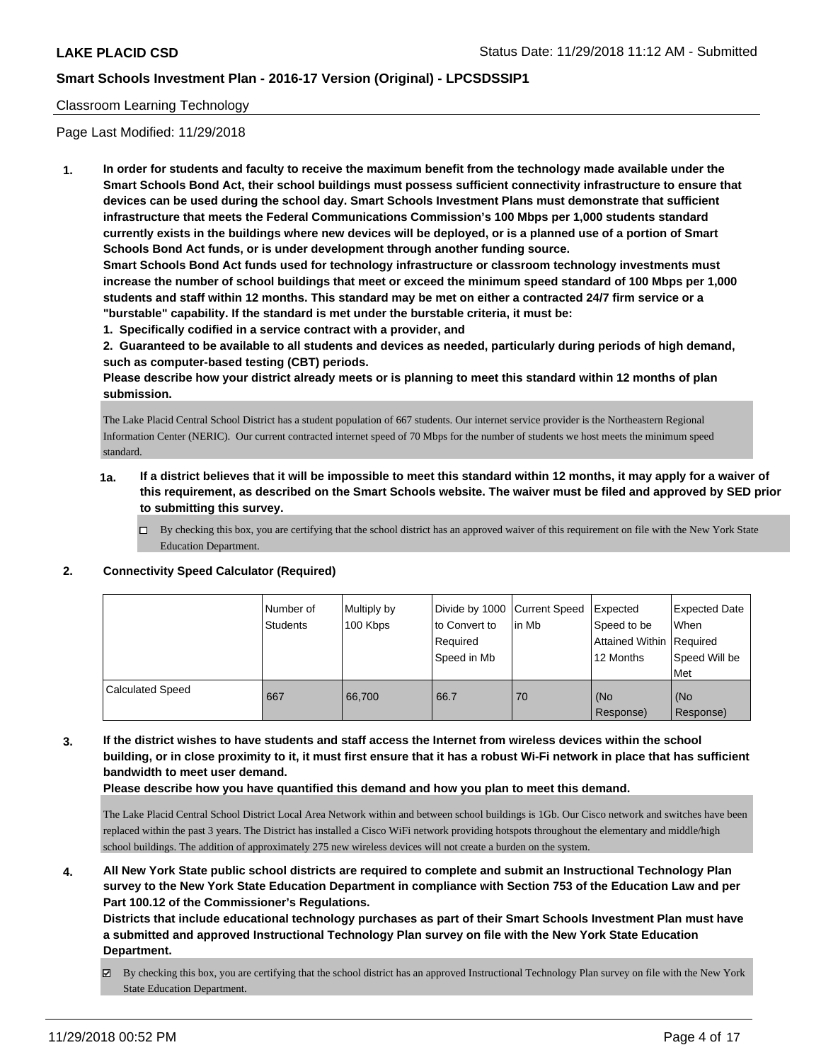Classroom Learning Technology

Page Last Modified: 11/29/2018

1. **In order for students and faculty to receive the maximum benefit from the technology made available under the Smart Schools Bond Act, their school buildings must possess sufficient connectivity infrastructure to ensure that devices can be used during the school day. Smart Schools Investment Plans must demonstrate that sufficient infrastructure that meets the Federal Communications Commission's 100 Mbps per 1,000 students standard currently exists in the buildings where new devices will be deployed, or is a planned use of a portion of Smart Schools Bond Act funds, or is under development through another funding source.**

   **Smart Schools Bond Act funds used for technology infrastructure or classroom technology investments must increase the number of school buildings that meet or exceed the minimum speed standard of 100 Mbps per 1,000 students and staff within 12 months. This standard may be met on either a contracted 24/7 firm service or a "burstable" capability. If the standard is met under the burstable criteria, it must be:**

   **1. Specifically codified in a service contract with a provider, and**

   **2. Guaranteed to be available to all students and devices as needed, particularly during periods of high demand, such as computer-based testing (CBT) periods.**

   **Please describe how your district already meets or is planning to meet this standard within 12 months of plan submission.**

   The Lake Placid Central School District has a student population of 667 students. Our internet service provider is the Northeastern Regional Information Center (NERIC). Our current contracted internet speed of 70 Mbps for the number of students we host meets the minimum speed standard.

   **1a. If a district believes that it will be impossible to meet this standard within 12 months, it may apply for a waiver of this requirement, as described on the Smart Schools website. The waiver must be filed and approved by SED prior to submitting this survey.**

   ☐ By checking this box, you are certifying that the school district has an approved waiver of this requirement on file with the New York State Education Department.

2. **Connectivity Speed Calculator (Required)**

| | Number of Students | Multiply by 100 Kbps | Divide by 1000 to Convert to Required Speed in Mb | Current Speed in Mb | Expected Speed to be Attained Within 12 Months | Expected Date When Required Speed Will be Met |
|---|---|---|---|---|---|---|
| Calculated Speed | 667 | 66,700 | 66.7 | 70 | (No Response) | (No Response) |

3. **If the district wishes to have students and staff access the Internet from wireless devices within the school building, or in close proximity to it, it must first ensure that it has a robust Wi-Fi network in place that has sufficient bandwidth to meet user demand.**

   **Please describe how you have quantified this demand and how you plan to meet this demand.**

   The Lake Placid Central School District Local Area Network within and between school buildings is 1Gb. Our Cisco network and switches have been replaced within the past 3 years. The District has installed a Cisco WiFi network providing hotspots throughout the elementary and middle/high school buildings. The addition of approximately 275 new wireless devices will not create a burden on the system.

4. **All New York State public school districts are required to complete and submit an Instructional Technology Plan survey to the New York State Education Department in compliance with Section 753 of the Education Law and per Part 100.12 of the Commissioner's Regulations.**

   **Districts that include educational technology purchases as part of their Smart Schools Investment Plan must have a submitted and approved Instructional Technology Plan survey on file with the New York State Education Department.**

   ☑ By checking this box, you are certifying that the school district has an approved Instructional Technology Plan survey on file with the New York State Education Department.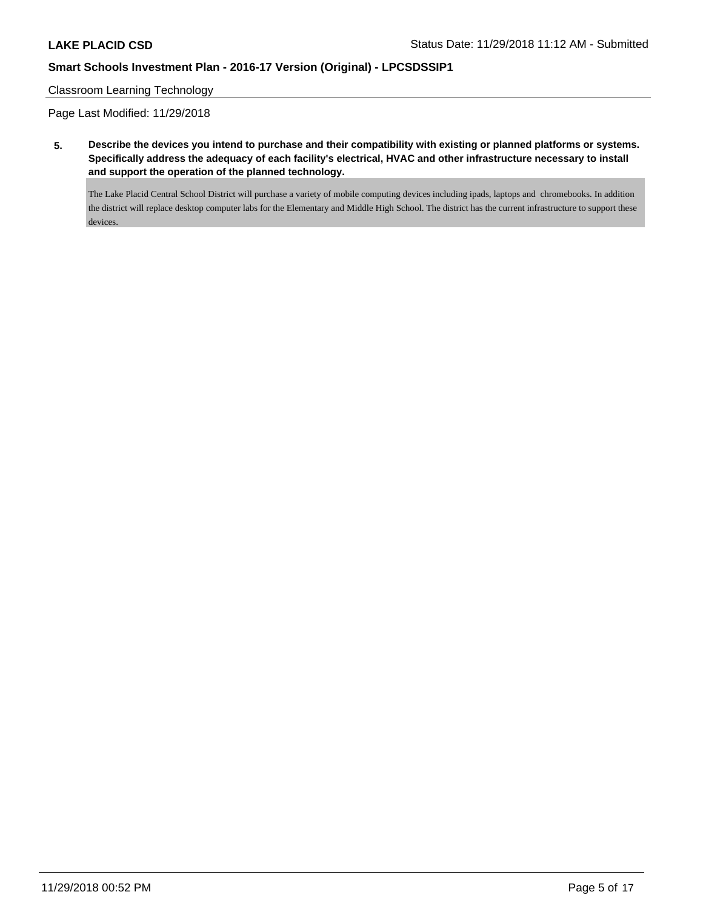Classroom Learning Technology

Page Last Modified: 11/29/2018

**5. Describe the devices you intend to purchase and their compatibility with existing or planned platforms or systems. Specifically address the adequacy of each facility's electrical, HVAC and other infrastructure necessary to install and support the operation of the planned technology.**

The Lake Placid Central School District will purchase a variety of mobile computing devices including ipads, laptops and chromebooks. In addition the district will replace desktop computer labs for the Elementary and Middle High School. The district has the current infrastructure to support these devices.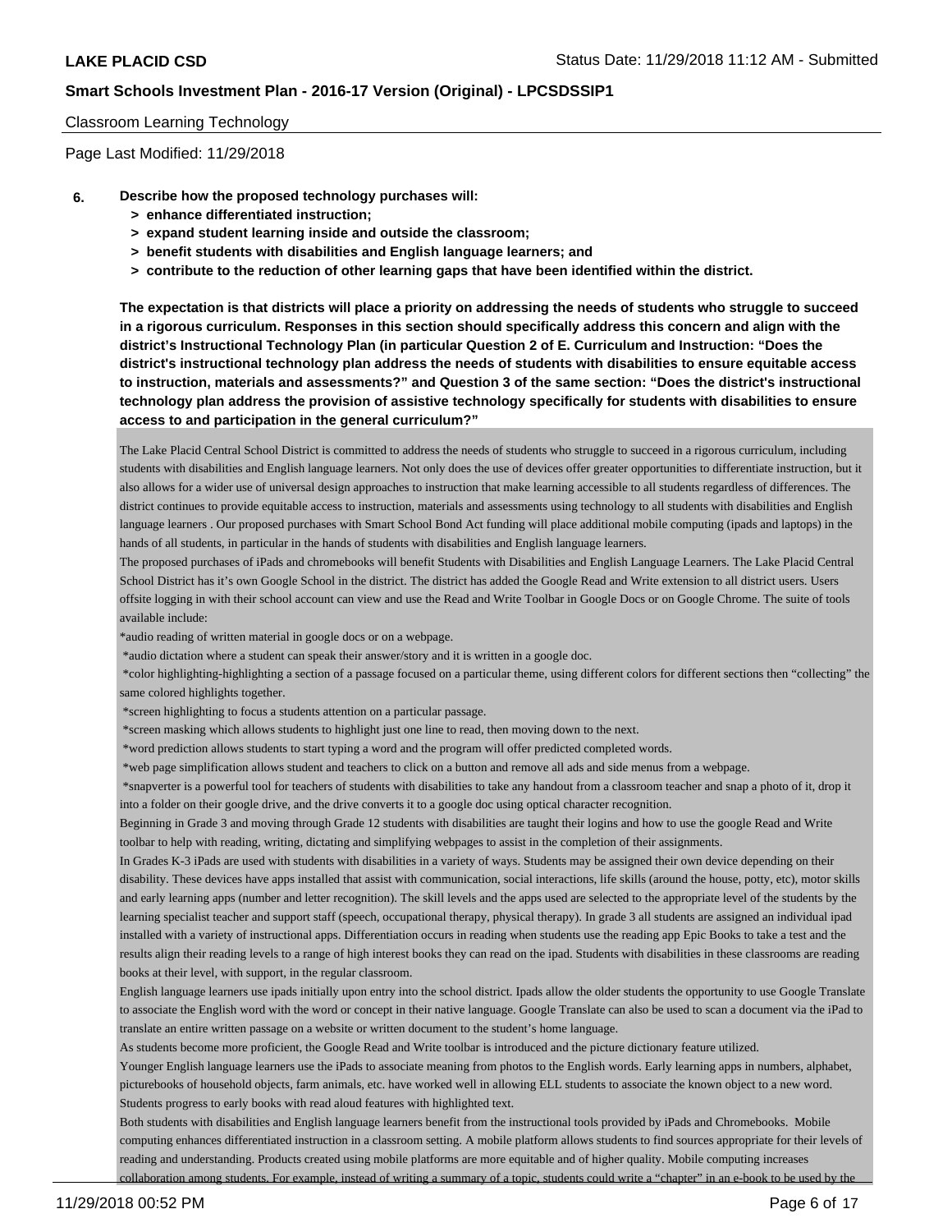Classroom Learning Technology

Page Last Modified: 11/29/2018

**6. Describe how the proposed technology purchases will:**
   - **> enhance differentiated instruction;**
   - **> expand student learning inside and outside the classroom;**
   - **> benefit students with disabilities and English language learners; and**
   - **> contribute to the reduction of other learning gaps that have been identified within the district.**

**The expectation is that districts will place a priority on addressing the needs of students who struggle to succeed in a rigorous curriculum. Responses in this section should specifically address this concern and align with the district's Instructional Technology Plan (in particular Question 2 of E. Curriculum and Instruction: "Does the district's instructional technology plan address the needs of students with disabilities to ensure equitable access to instruction, materials and assessments?" and Question 3 of the same section: "Does the district's instructional technology plan address the provision of assistive technology specifically for students with disabilities to ensure access to and participation in the general curriculum?"**

The Lake Placid Central School District is committed to address the needs of students who struggle to succeed in a rigorous curriculum, including students with disabilities and English language learners. Not only does the use of devices offer greater opportunities to differentiate instruction, but it also allows for a wider use of universal design approaches to instruction that make learning accessible to all students regardless of differences. The district continues to provide equitable access to instruction, materials and assessments using technology to all students with disabilities and English language learners . Our proposed purchases with Smart School Bond Act funding will place additional mobile computing (ipads and laptops) in the hands of all students, in particular in the hands of students with disabilities and English language learners.

The proposed purchases of iPads and chromebooks will benefit Students with Disabilities and English Language Learners. The Lake Placid Central School District has it's own Google School in the district. The district has added the Google Read and Write extension to all district users. Users offsite logging in with their school account can view and use the Read and Write Toolbar in Google Docs or on Google Chrome. The suite of tools available include:

*audio reading of written material in google docs or on a webpage.

*audio dictation where a student can speak their answer/story and it is written in a google doc.

*color highlighting-highlighting a section of a passage focused on a particular theme, using different colors for different sections then "collecting" the same colored highlights together.

*screen highlighting to focus a students attention on a particular passage.

*screen masking which allows students to highlight just one line to read, then moving down to the next.

*word prediction allows students to start typing a word and the program will offer predicted completed words.

*web page simplification allows student and teachers to click on a button and remove all ads and side menus from a webpage.

*snapverter is a powerful tool for teachers of students with disabilities to take any handout from a classroom teacher and snap a photo of it, drop it into a folder on their google drive, and the drive converts it to a google doc using optical character recognition.

Beginning in Grade 3 and moving through Grade 12 students with disabilities are taught their logins and how to use the google Read and Write toolbar to help with reading, writing, dictating and simplifying webpages to assist in the completion of their assignments.

In Grades K-3 iPads are used with students with disabilities in a variety of ways. Students may be assigned their own device depending on their disability. These devices have apps installed that assist with communication, social interactions, life skills (around the house, potty, etc), motor skills and early learning apps (number and letter recognition). The skill levels and the apps used are selected to the appropriate level of the students by the learning specialist teacher and support staff (speech, occupational therapy, physical therapy). In grade 3 all students are assigned an individual ipad installed with a variety of instructional apps. Differentiation occurs in reading when students use the reading app Epic Books to take a test and the results align their reading levels to a range of high interest books they can read on the ipad. Students with disabilities in these classrooms are reading books at their level, with support, in the regular classroom.

English language learners use ipads initially upon entry into the school district. Ipads allow the older students the opportunity to use Google Translate to associate the English word with the word or concept in their native language. Google Translate can also be used to scan a document via the iPad to translate an entire written passage on a website or written document to the student's home language.

As students become more proficient, the Google Read and Write toolbar is introduced and the picture dictionary feature utilized.

Younger English language learners use the iPads to associate meaning from photos to the English words. Early learning apps in numbers, alphabet, picturebooks of household objects, farm animals, etc. have worked well in allowing ELL students to associate the known object to a new word. Students progress to early books with read aloud features with highlighted text.

Both students with disabilities and English language learners benefit from the instructional tools provided by iPads and Chromebooks. Mobile computing enhances differentiated instruction in a classroom setting. A mobile platform allows students to find sources appropriate for their levels of reading and understanding. Products created using mobile platforms are more equitable and of higher quality. Mobile computing increases collaboration among students. For example, instead of writing a summary of a topic, students could write a "chapter" in an e-book to be used by the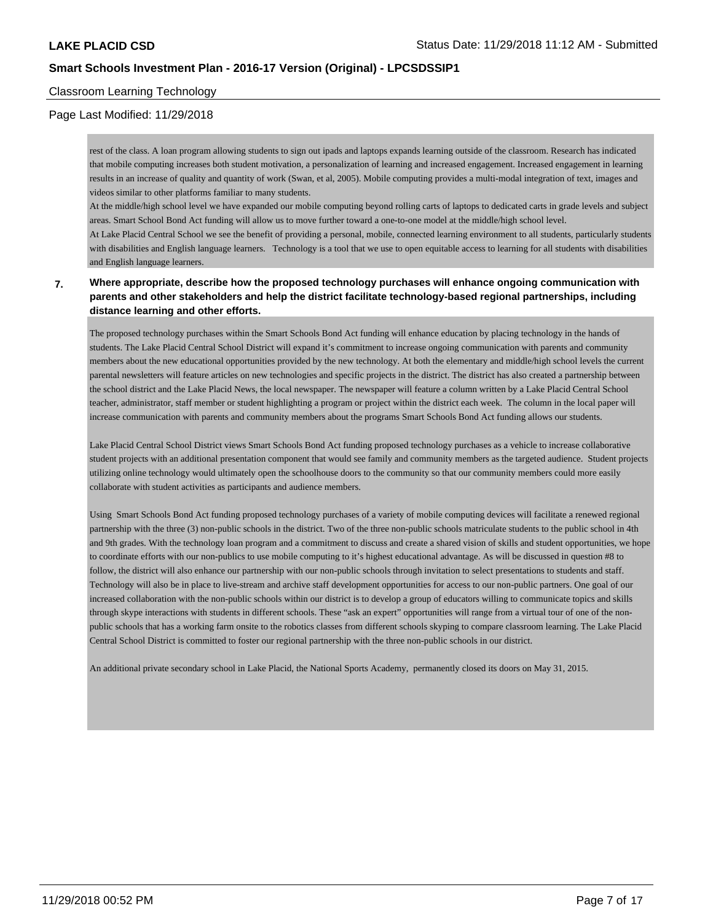Classroom Learning Technology

Page Last Modified: 11/29/2018

rest of the class. A loan program allowing students to sign out ipads and laptops expands learning outside of the classroom. Research has indicated that mobile computing increases both student motivation, a personalization of learning and increased engagement. Increased engagement in learning results in an increase of quality and quantity of work (Swan, et al, 2005). Mobile computing provides a multi-modal integration of text, images and videos similar to other platforms familiar to many students.

At the middle/high school level we have expanded our mobile computing beyond rolling carts of laptops to dedicated carts in grade levels and subject areas. Smart School Bond Act funding will allow us to move further toward a one-to-one model at the middle/high school level.

At Lake Placid Central School we see the benefit of providing a personal, mobile, connected learning environment to all students, particularly students with disabilities and English language learners. Technology is a tool that we use to open equitable access to learning for all students with disabilities and English language learners.

**7. Where appropriate, describe how the proposed technology purchases will enhance ongoing communication with parents and other stakeholders and help the district facilitate technology-based regional partnerships, including distance learning and other efforts.**

The proposed technology purchases within the Smart Schools Bond Act funding will enhance education by placing technology in the hands of students. The Lake Placid Central School District will expand it's commitment to increase ongoing communication with parents and community members about the new educational opportunities provided by the new technology. At both the elementary and middle/high school levels the current parental newsletters will feature articles on new technologies and specific projects in the district. The district has also created a partnership between the school district and the Lake Placid News, the local newspaper. The newspaper will feature a column written by a Lake Placid Central School teacher, administrator, staff member or student highlighting a program or project within the district each week. The column in the local paper will increase communication with parents and community members about the programs Smart Schools Bond Act funding allows our students.

Lake Placid Central School District views Smart Schools Bond Act funding proposed technology purchases as a vehicle to increase collaborative student projects with an additional presentation component that would see family and community members as the targeted audience. Student projects utilizing online technology would ultimately open the schoolhouse doors to the community so that our community members could more easily collaborate with student activities as participants and audience members.

Using Smart Schools Bond Act funding proposed technology purchases of a variety of mobile computing devices will facilitate a renewed regional partnership with the three (3) non-public schools in the district. Two of the three non-public schools matriculate students to the public school in 4th and 9th grades. With the technology loan program and a commitment to discuss and create a shared vision of skills and student opportunities, we hope to coordinate efforts with our non-publics to use mobile computing to it's highest educational advantage. As will be discussed in question #8 to follow, the district will also enhance our partnership with our non-public schools through invitation to select presentations to students and staff. Technology will also be in place to live-stream and archive staff development opportunities for access to our non-public partners. One goal of our increased collaboration with the non-public schools within our district is to develop a group of educators willing to communicate topics and skills through skype interactions with students in different schools. These "ask an expert" opportunities will range from a virtual tour of one of the non-public schools that has a working farm onsite to the robotics classes from different schools skyping to compare classroom learning. The Lake Placid Central School District is committed to foster our regional partnership with the three non-public schools in our district.

An additional private secondary school in Lake Placid, the National Sports Academy, permanently closed its doors on May 31, 2015.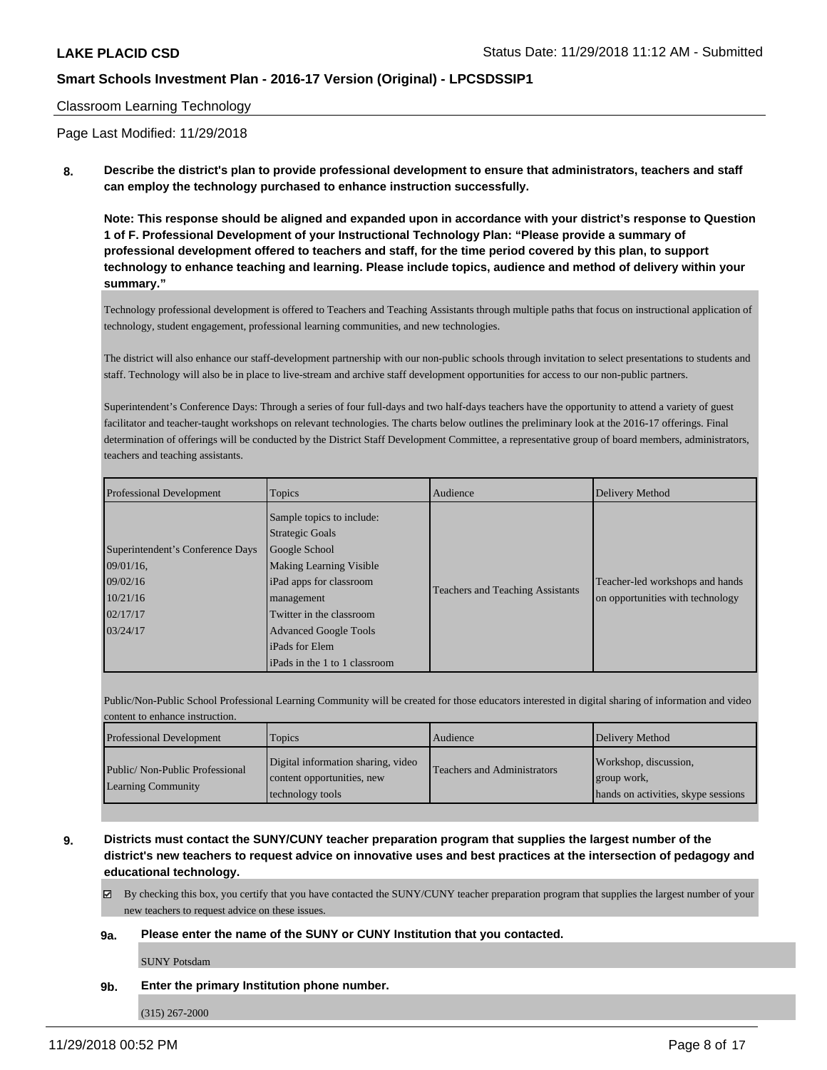Classroom Learning Technology

Page Last Modified: 11/29/2018

**8. Describe the district's plan to provide professional development to ensure that administrators, teachers and staff can employ the technology purchased to enhance instruction successfully.**

**Note: This response should be aligned and expanded upon in accordance with your district's response to Question 1 of F. Professional Development of your Instructional Technology Plan: "Please provide a summary of professional development offered to teachers and staff, for the time period covered by this plan, to support technology to enhance teaching and learning. Please include topics, audience and method of delivery within your summary."**

Technology professional development is offered to Teachers and Teaching Assistants through multiple paths that focus on instructional application of technology, student engagement, professional learning communities, and new technologies.

The district will also enhance our staff-development partnership with our non-public schools through invitation to select presentations to students and staff. Technology will also be in place to live-stream and archive staff development opportunities for access to our non-public partners.

Superintendent's Conference Days: Through a series of four full-days and two half-days teachers have the opportunity to attend a variety of guest facilitator and teacher-taught workshops on relevant technologies. The charts below outlines the preliminary look at the 2016-17 offerings. Final determination of offerings will be conducted by the District Staff Development Committee, a representative group of board members, administrators, teachers and teaching assistants.

| Professional Development | Topics | Audience | Delivery Method |
|---|---|---|---|
| Superintendent's Conference Days<br>09/01/16,<br>09/02/16<br>10/21/16<br>02/17/17<br>03/24/17 | Sample topics to include:<br>Strategic Goals<br>Google School<br>Making Learning Visible<br>iPad apps for classroom management<br>Twitter in the classroom<br>Advanced Google Tools<br>iPads for Elem<br>iPads in the 1 to 1 classroom | Teachers and Teaching Assistants | Teacher-led workshops and hands on opportunities with technology |

Public/Non-Public School Professional Learning Community will be created for those educators interested in digital sharing of information and video content to enhance instruction.

| Professional Development | Topics | Audience | Delivery Method |
|---|---|---|---|
| Public/ Non-Public Professional Learning Community | Digital information sharing, video content opportunities, new technology tools | Teachers and Administrators | Workshop, discussion,<br>group work,<br>hands on activities, skype sessions |

**9. Districts must contact the SUNY/CUNY teacher preparation program that supplies the largest number of the district's new teachers to request advice on innovative uses and best practices at the intersection of pedagogy and educational technology.**

☑ By checking this box, you certify that you have contacted the SUNY/CUNY teacher preparation program that supplies the largest number of your new teachers to request advice on these issues.

**9a. Please enter the name of the SUNY or CUNY Institution that you contacted.**

SUNY Potsdam

**9b. Enter the primary Institution phone number.**

(315) 267-2000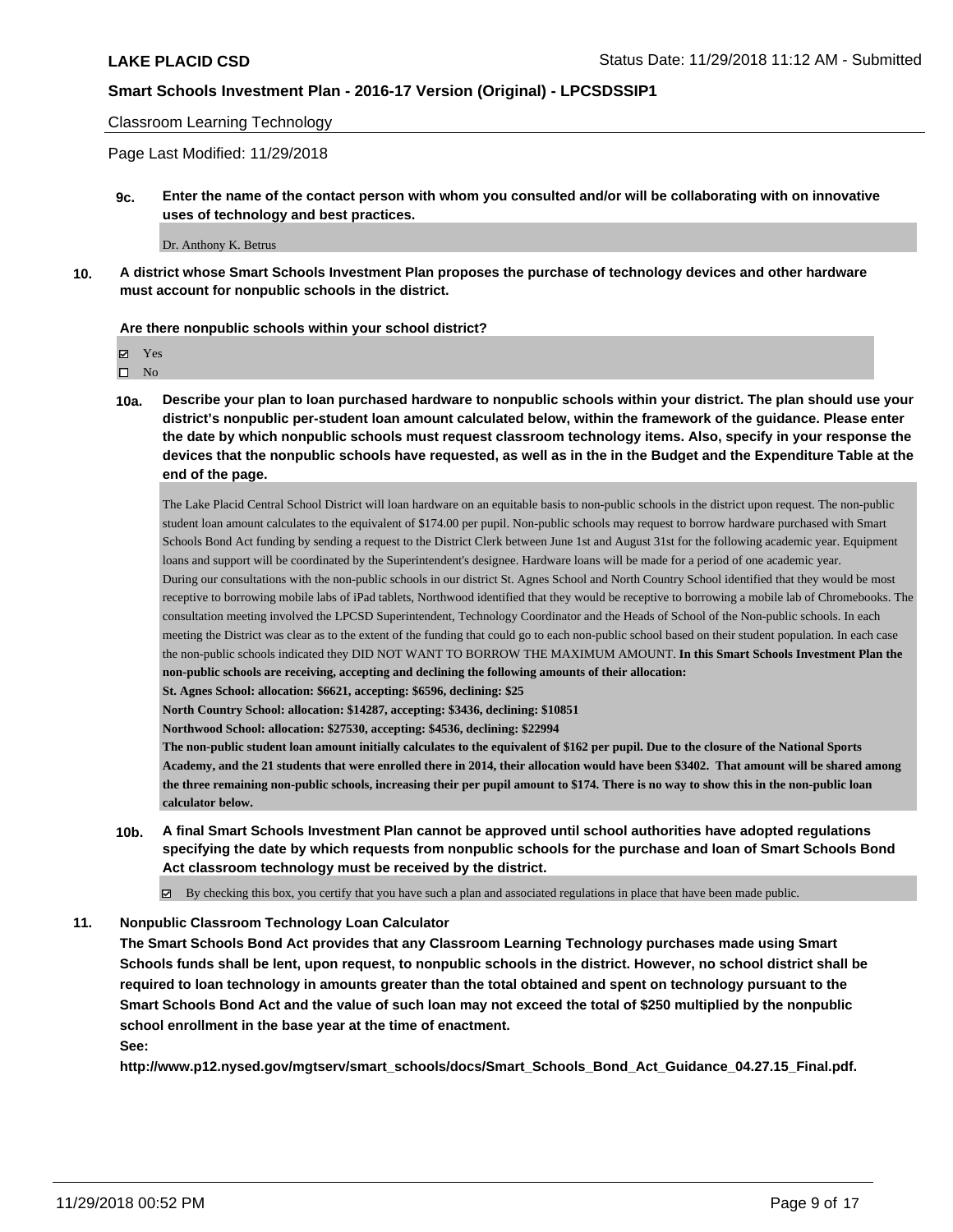Classroom Learning Technology

Page Last Modified: 11/29/2018

**9c. Enter the name of the contact person with whom you consulted and/or will be collaborating with on innovative uses of technology and best practices.**

Dr. Anthony K. Betrus

**10. A district whose Smart Schools Investment Plan proposes the purchase of technology devices and other hardware must account for nonpublic schools in the district.**

**Are there nonpublic schools within your school district?**

☑ Yes
☐ No

**10a. Describe your plan to loan purchased hardware to nonpublic schools within your district. The plan should use your district's nonpublic per-student loan amount calculated below, within the framework of the guidance. Please enter the date by which nonpublic schools must request classroom technology items. Also, specify in your response the devices that the nonpublic schools have requested, as well as in the in the Budget and the Expenditure Table at the end of the page.**

The Lake Placid Central School District will loan hardware on an equitable basis to non-public schools in the district upon request. The non-public student loan amount calculates to the equivalent of $174.00 per pupil. Non-public schools may request to borrow hardware purchased with Smart Schools Bond Act funding by sending a request to the District Clerk between June 1st and August 31st for the following academic year. Equipment loans and support will be coordinated by the Superintendent's designee. Hardware loans will be made for a period of one academic year.
During our consultations with the non-public schools in our district St. Agnes School and North Country School identified that they would be most receptive to borrowing mobile labs of iPad tablets, Northwood identified that they would be receptive to borrowing a mobile lab of Chromebooks. The consultation meeting involved the LPCSD Superintendent, Technology Coordinator and the Heads of School of the Non-public schools. In each meeting the District was clear as to the extent of the funding that could go to each non-public school based on their student population. In each case the non-public schools indicated they DID NOT WANT TO BORROW THE MAXIMUM AMOUNT. **In this Smart Schools Investment Plan the non-public schools are receiving, accepting and declining the following amounts of their allocation:**
**St. Agnes School: allocation: $6621, accepting: $6596, declining: $25**
**North Country School: allocation: $14287, accepting: $3436, declining: $10851**
**Northwood School: allocation: $27530, accepting: $4536, declining: $22994**
**The non-public student loan amount initially calculates to the equivalent of $162 per pupil. Due to the closure of the National Sports Academy, and the 21 students that were enrolled there in 2014, their allocation would have been $3402. That amount will be shared among the three remaining non-public schools, increasing their per pupil amount to $174. There is no way to show this in the non-public loan calculator below.**

**10b. A final Smart Schools Investment Plan cannot be approved until school authorities have adopted regulations specifying the date by which requests from nonpublic schools for the purchase and loan of Smart Schools Bond Act classroom technology must be received by the district.**

☑ By checking this box, you certify that you have such a plan and associated regulations in place that have been made public.

**11. Nonpublic Classroom Technology Loan Calculator**

**The Smart Schools Bond Act provides that any Classroom Learning Technology purchases made using Smart Schools funds shall be lent, upon request, to nonpublic schools in the district. However, no school district shall be required to loan technology in amounts greater than the total obtained and spent on technology pursuant to the Smart Schools Bond Act and the value of such loan may not exceed the total of $250 multiplied by the nonpublic school enrollment in the base year at the time of enactment.**

**See:**

**http://www.p12.nysed.gov/mgtserv/smart_schools/docs/Smart_Schools_Bond_Act_Guidance_04.27.15_Final.pdf.**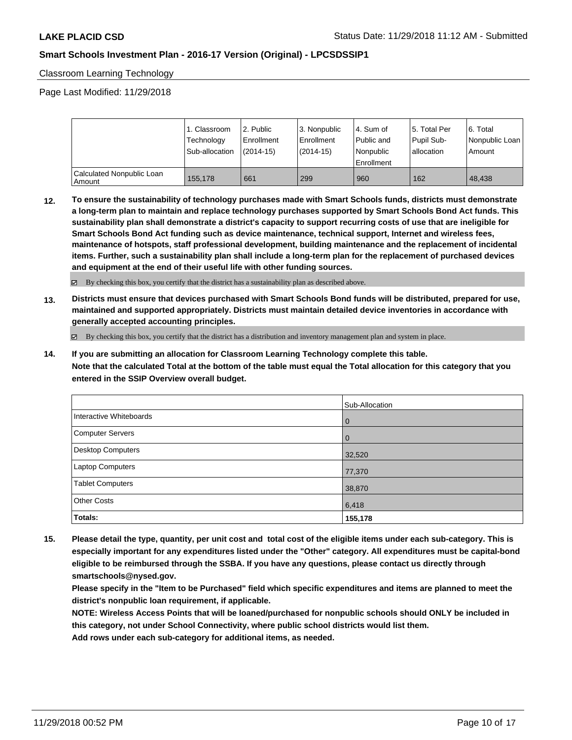Classroom Learning Technology

Page Last Modified: 11/29/2018

| | 1. Classroom Technology Sub-allocation | 2. Public Enrollment (2014-15) | 3. Nonpublic Enrollment (2014-15) | 4. Sum of Public and Nonpublic Enrollment | 5. Total Per Pupil Sub-allocation | 6. Total Nonpublic Loan Amount |
|---|---|---|---|---|---|---|
| Calculated Nonpublic Loan Amount | 155,178 | 661 | 299 | 960 | 162 | 48,438 |

**12. To ensure the sustainability of technology purchases made with Smart Schools funds, districts must demonstrate a long-term plan to maintain and replace technology purchases supported by Smart Schools Bond Act funds. This sustainability plan shall demonstrate a district's capacity to support recurring costs of use that are ineligible for Smart Schools Bond Act funding such as device maintenance, technical support, Internet and wireless fees, maintenance of hotspots, staff professional development, building maintenance and the replacement of incidental items. Further, such a sustainability plan shall include a long-term plan for the replacement of purchased devices and equipment at the end of their useful life with other funding sources.**

☑ By checking this box, you certify that the district has a sustainability plan as described above.

**13. Districts must ensure that devices purchased with Smart Schools Bond funds will be distributed, prepared for use, maintained and supported appropriately. Districts must maintain detailed device inventories in accordance with generally accepted accounting principles.**

☑ By checking this box, you certify that the district has a distribution and inventory management plan and system in place.

**14. If you are submitting an allocation for Classroom Learning Technology complete this table. Note that the calculated Total at the bottom of the table must equal the Total allocation for this category that you entered in the SSIP Overview overall budget.**

| | Sub-Allocation |
|---|---|
| Interactive Whiteboards | 0 |
| Computer Servers | 0 |
| Desktop Computers | 32,520 |
| Laptop Computers | 77,370 |
| Tablet Computers | 38,870 |
| Other Costs | 6,418 |
| **Totals:** | **155,178** |

**15. Please detail the type, quantity, per unit cost and total cost of the eligible items under each sub-category. This is especially important for any expenditures listed under the "Other" category. All expenditures must be capital-bond eligible to be reimbursed through the SSBA. If you have any questions, please contact us directly through smartschools@nysed.gov.**

**Please specify in the "Item to be Purchased" field which specific expenditures and items are planned to meet the district's nonpublic loan requirement, if applicable.**

**NOTE: Wireless Access Points that will be loaned/purchased for nonpublic schools should ONLY be included in this category, not under School Connectivity, where public school districts would list them.**

**Add rows under each sub-category for additional items, as needed.**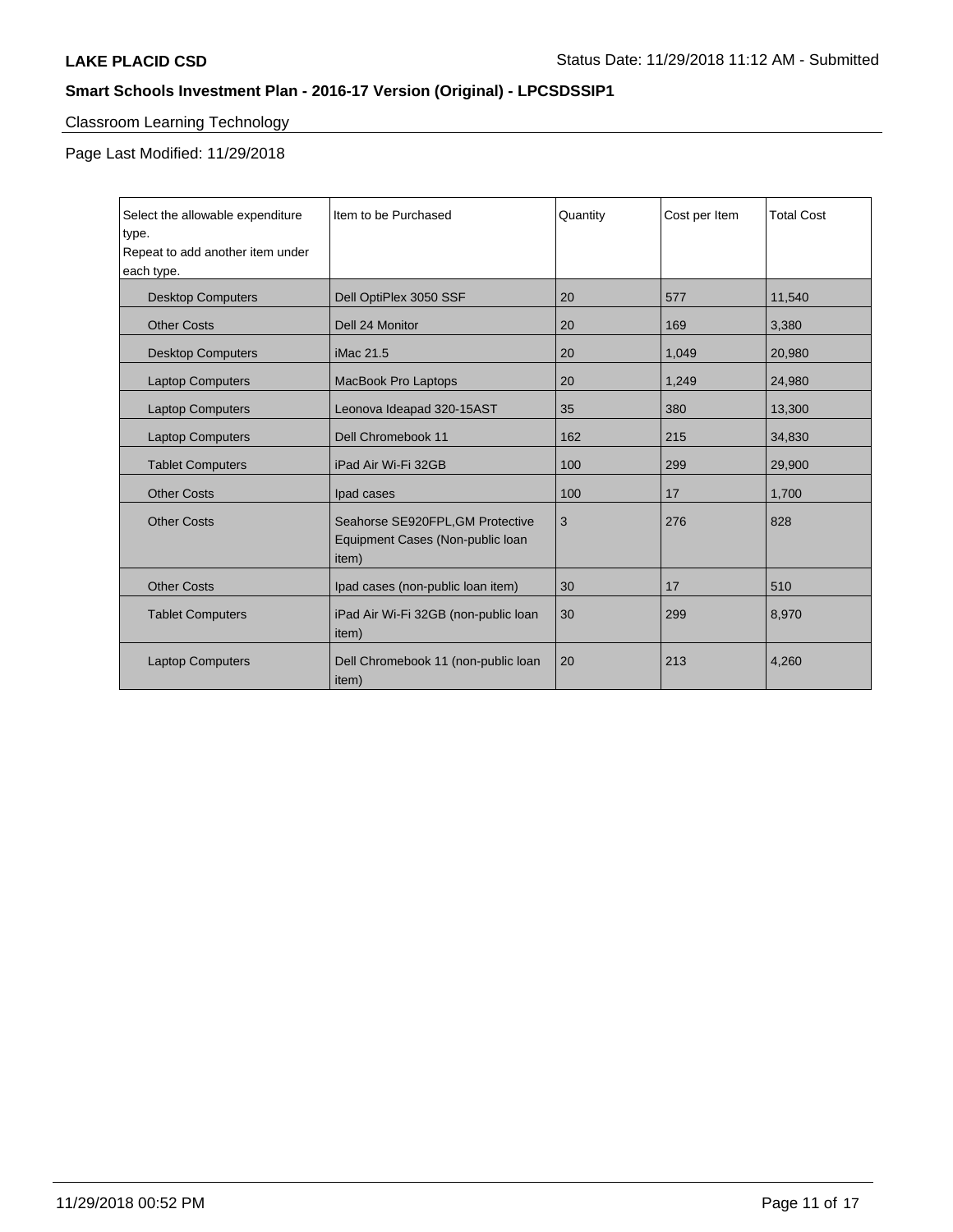LAKE PLACID CSD

## Smart Schools Investment Plan - 2016-17 Version (Original) - LPCSDSSIP1

### Classroom Learning Technology

Page Last Modified: 11/29/2018

| Select the allowable expenditure type. Repeat to add another item under each type. | Item to be Purchased | Quantity | Cost per Item | Total Cost |
|---|---|---|---|---|
| Desktop Computers | Dell OptiPlex 3050 SSF | 20 | 577 | 11,540 |
| Other Costs | Dell 24 Monitor | 20 | 169 | 3,380 |
| Desktop Computers | iMac 21.5 | 20 | 1,049 | 20,980 |
| Laptop Computers | MacBook Pro Laptops | 20 | 1,249 | 24,980 |
| Laptop Computers | Leonova Ideapad 320-15AST | 35 | 380 | 13,300 |
| Laptop Computers | Dell Chromebook 11 | 162 | 215 | 34,830 |
| Tablet Computers | iPad Air Wi-Fi 32GB | 100 | 299 | 29,900 |
| Other Costs | Ipad cases | 100 | 17 | 1,700 |
| Other Costs | Seahorse SE920FPL,GM Protective Equipment Cases (Non-public loan item) | 3 | 276 | 828 |
| Other Costs | Ipad cases (non-public loan item) | 30 | 17 | 510 |
| Tablet Computers | iPad Air Wi-Fi 32GB (non-public loan item) | 30 | 299 | 8,970 |
| Laptop Computers | Dell Chromebook 11 (non-public loan item) | 20 | 213 | 4,260 |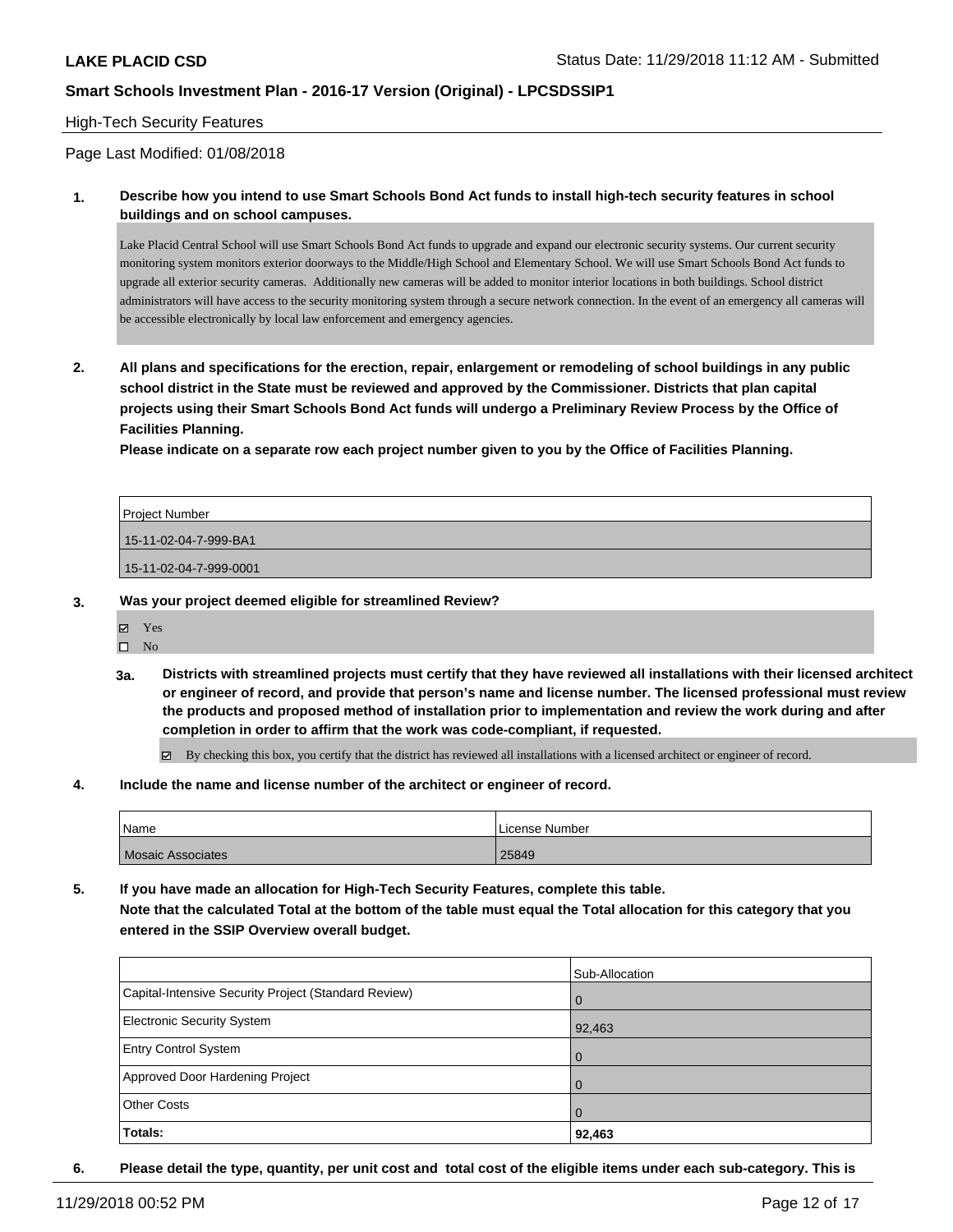High-Tech Security Features

Page Last Modified: 01/08/2018

**1. Describe how you intend to use Smart Schools Bond Act funds to install high-tech security features in school buildings and on school campuses.**

Lake Placid Central School will use Smart Schools Bond Act funds to upgrade and expand our electronic security systems. Our current security monitoring system monitors exterior doorways to the Middle/High School and Elementary School. We will use Smart Schools Bond Act funds to upgrade all exterior security cameras. Additionally new cameras will be added to monitor interior locations in both buildings. School district administrators will have access to the security monitoring system through a secure network connection. In the event of an emergency all cameras will be accessible electronically by local law enforcement and emergency agencies.

**2. All plans and specifications for the erection, repair, enlargement or remodeling of school buildings in any public school district in the State must be reviewed and approved by the Commissioner. Districts that plan capital projects using their Smart Schools Bond Act funds will undergo a Preliminary Review Process by the Office of Facilities Planning.**
**Please indicate on a separate row each project number given to you by the Office of Facilities Planning.**

| Project Number |
| --- |
| 15-11-02-04-7-999-BA1 |
| 15-11-02-04-7-999-0001 |

**3. Was your project deemed eligible for streamlined Review?**

- [x] Yes
- [ ] No

**3a. Districts with streamlined projects must certify that they have reviewed all installations with their licensed architect or engineer of record, and provide that person's name and license number. The licensed professional must review the products and proposed method of installation prior to implementation and review the work during and after completion in order to affirm that the work was code-compliant, if requested.**

- [x] By checking this box, you certify that the district has reviewed all installations with a licensed architect or engineer of record.

**4. Include the name and license number of the architect or engineer of record.**

| Name | License Number |
| --- | --- |
| Mosaic Associates | 25849 |

**5. If you have made an allocation for High-Tech Security Features, complete this table.**
**Note that the calculated Total at the bottom of the table must equal the Total allocation for this category that you entered in the SSIP Overview overall budget.**

| | Sub-Allocation |
| --- | --- |
| Capital-Intensive Security Project (Standard Review) | 0 |
| Electronic Security System | 92,463 |
| Entry Control System | 0 |
| Approved Door Hardening Project | 0 |
| Other Costs | 0 |
| **Totals:** | **92,463** |

**6. Please detail the type, quantity, per unit cost and total cost of the eligible items under each sub-category. This is**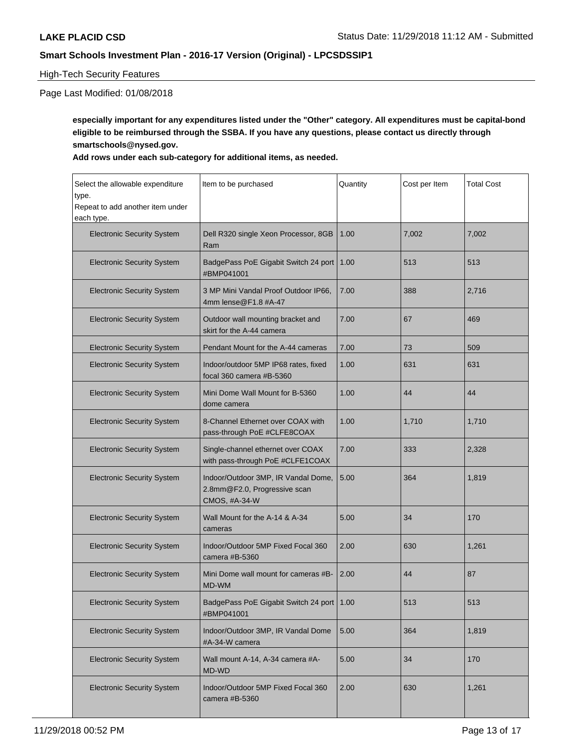High-Tech Security Features

Page Last Modified: 01/08/2018

**especially important for any expenditures listed under the "Other" category. All expenditures must be capital-bond eligible to be reimbursed through the SSBA. If you have any questions, please contact us directly through smartschools@nysed.gov.**

**Add rows under each sub-category for additional items, as needed.**

| Select the allowable expenditure type. Repeat to add another item under each type. | Item to be purchased | Quantity | Cost per Item | Total Cost |
|---|---|---|---|---|
| Electronic Security System | Dell R320 single Xeon Processor, 8GB Ram | 1.00 | 7,002 | 7,002 |
| Electronic Security System | BadgePass PoE Gigabit Switch 24 port #BMP041001 | 1.00 | 513 | 513 |
| Electronic Security System | 3 MP Mini Vandal Proof Outdoor IP66, 4mm lense@F1.8 #A-47 | 7.00 | 388 | 2,716 |
| Electronic Security System | Outdoor wall mounting bracket and skirt for the A-44 camera | 7.00 | 67 | 469 |
| Electronic Security System | Pendant Mount for the A-44 cameras | 7.00 | 73 | 509 |
| Electronic Security System | Indoor/outdoor 5MP IP68 rates, fixed focal 360 camera #B-5360 | 1.00 | 631 | 631 |
| Electronic Security System | Mini Dome Wall Mount for B-5360 dome camera | 1.00 | 44 | 44 |
| Electronic Security System | 8-Channel Ethernet over COAX with pass-through PoE #CLFE8COAX | 1.00 | 1,710 | 1,710 |
| Electronic Security System | Single-channel ethernet over COAX with pass-through PoE #CLFE1COAX | 7.00 | 333 | 2,328 |
| Electronic Security System | Indoor/Outdoor 3MP, IR Vandal Dome, 2.8mm@F2.0, Progressive scan CMOS, #A-34-W | 5.00 | 364 | 1,819 |
| Electronic Security System | Wall Mount for the A-14 & A-34 cameras | 5.00 | 34 | 170 |
| Electronic Security System | Indoor/Outdoor 5MP Fixed Focal 360 camera #B-5360 | 2.00 | 630 | 1,261 |
| Electronic Security System | Mini Dome wall mount for cameras #B-MD-WM | 2.00 | 44 | 87 |
| Electronic Security System | BadgePass PoE Gigabit Switch 24 port #BMP041001 | 1.00 | 513 | 513 |
| Electronic Security System | Indoor/Outdoor 3MP, IR Vandal Dome #A-34-W camera | 5.00 | 364 | 1,819 |
| Electronic Security System | Wall mount A-14, A-34 camera #A-MD-WD | 5.00 | 34 | 170 |
| Electronic Security System | Indoor/Outdoor 5MP Fixed Focal 360 camera #B-5360 | 2.00 | 630 | 1,261 |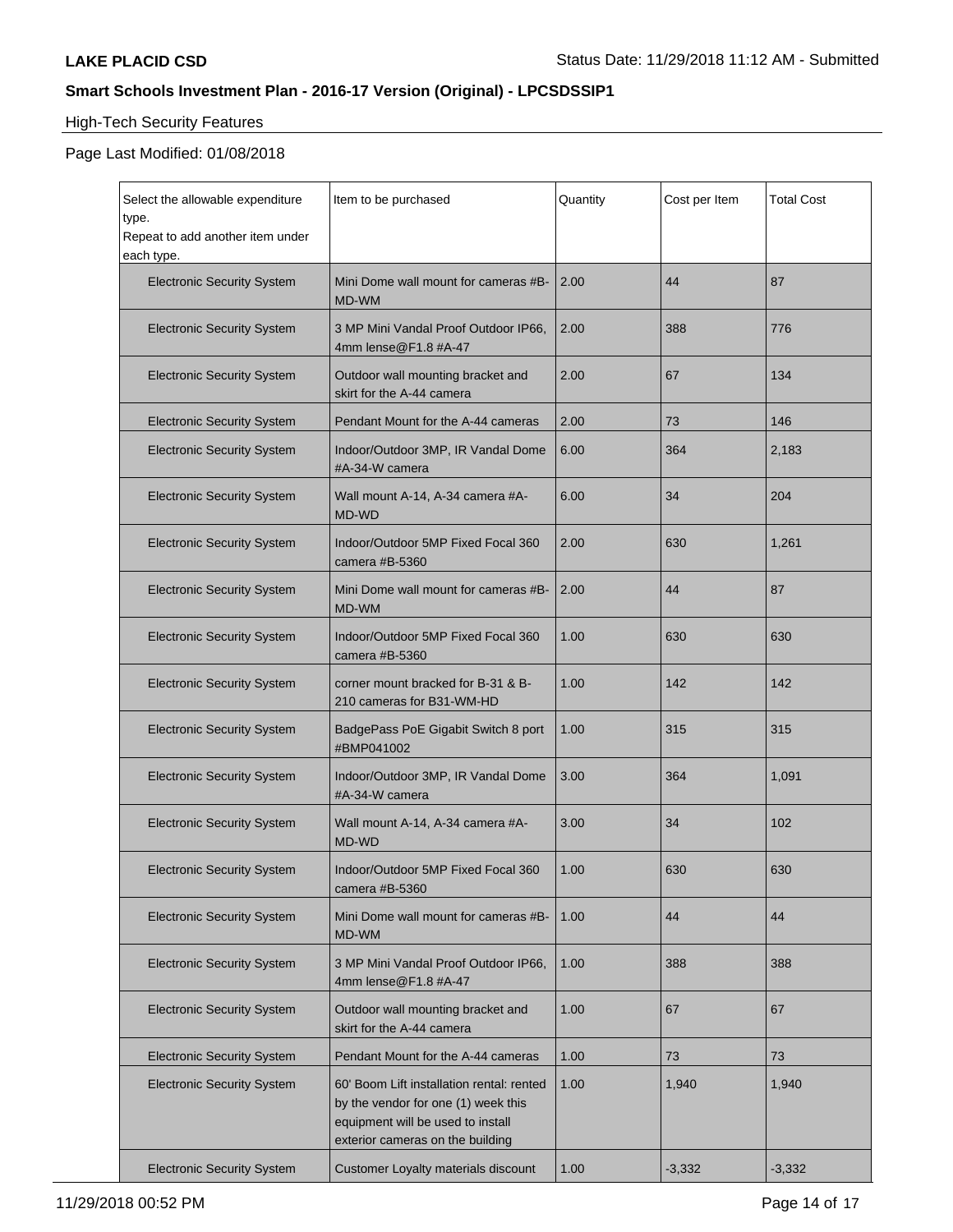High-Tech Security Features

Page Last Modified: 01/08/2018

| Select the allowable expenditure type.<br>Repeat to add another item under each type. | Item to be purchased | Quantity | Cost per Item | Total Cost |
|---|---|---|---|---|
| Electronic Security System | Mini Dome wall mount for cameras #B-MD-WM | 2.00 | 44 | 87 |
| Electronic Security System | 3 MP Mini Vandal Proof Outdoor IP66, 4mm lense@F1.8 #A-47 | 2.00 | 388 | 776 |
| Electronic Security System | Outdoor wall mounting bracket and skirt for the A-44 camera | 2.00 | 67 | 134 |
| Electronic Security System | Pendant Mount for the A-44 cameras | 2.00 | 73 | 146 |
| Electronic Security System | Indoor/Outdoor 3MP, IR Vandal Dome #A-34-W camera | 6.00 | 364 | 2,183 |
| Electronic Security System | Wall mount A-14, A-34 camera #A-MD-WD | 6.00 | 34 | 204 |
| Electronic Security System | Indoor/Outdoor 5MP Fixed Focal 360 camera #B-5360 | 2.00 | 630 | 1,261 |
| Electronic Security System | Mini Dome wall mount for cameras #B-MD-WM | 2.00 | 44 | 87 |
| Electronic Security System | Indoor/Outdoor 5MP Fixed Focal 360 camera #B-5360 | 1.00 | 630 | 630 |
| Electronic Security System | corner mount bracked for B-31 & B-210 cameras for B31-WM-HD | 1.00 | 142 | 142 |
| Electronic Security System | BadgePass PoE Gigabit Switch 8 port #BMP041002 | 1.00 | 315 | 315 |
| Electronic Security System | Indoor/Outdoor 3MP, IR Vandal Dome #A-34-W camera | 3.00 | 364 | 1,091 |
| Electronic Security System | Wall mount A-14, A-34 camera #A-MD-WD | 3.00 | 34 | 102 |
| Electronic Security System | Indoor/Outdoor 5MP Fixed Focal 360 camera #B-5360 | 1.00 | 630 | 630 |
| Electronic Security System | Mini Dome wall mount for cameras #B-MD-WM | 1.00 | 44 | 44 |
| Electronic Security System | 3 MP Mini Vandal Proof Outdoor IP66, 4mm lense@F1.8 #A-47 | 1.00 | 388 | 388 |
| Electronic Security System | Outdoor wall mounting bracket and skirt for the A-44 camera | 1.00 | 67 | 67 |
| Electronic Security System | Pendant Mount for the A-44 cameras | 1.00 | 73 | 73 |
| Electronic Security System | 60' Boom Lift installation rental: rented by the vendor for one (1) week this equipment will be used to install exterior cameras on the building | 1.00 | 1,940 | 1,940 |
| Electronic Security System | Customer Loyalty materials discount | 1.00 | -3,332 | -3,332 |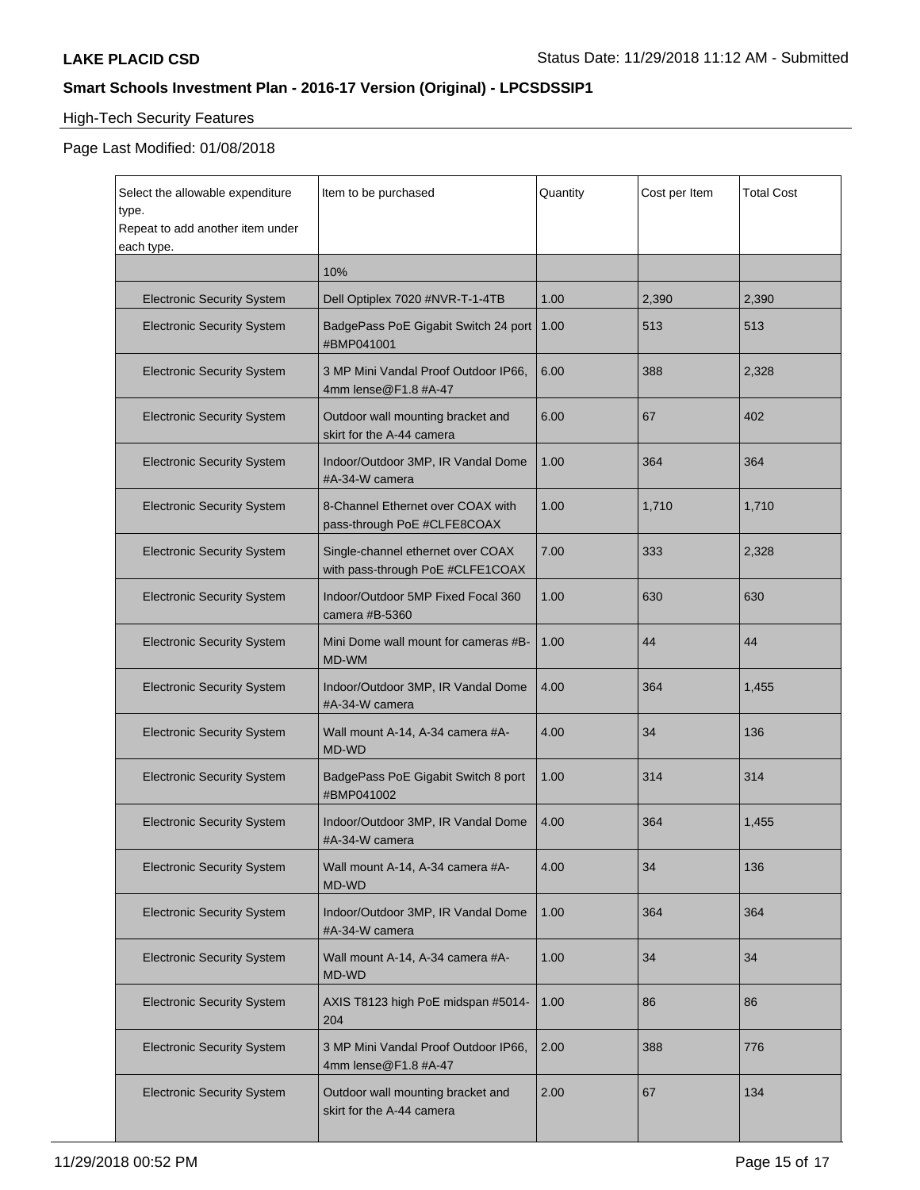High-Tech Security Features

Page Last Modified: 01/08/2018

| Select the allowable expenditure type. Repeat to add another item under each type. | Item to be purchased | Quantity | Cost per Item | Total Cost |
|---|---|---|---|---|
| | 10% | | | |
| Electronic Security System | Dell Optiplex 7020 #NVR-T-1-4TB | 1.00 | 2,390 | 2,390 |
| Electronic Security System | BadgePass PoE Gigabit Switch 24 port #BMP041001 | 1.00 | 513 | 513 |
| Electronic Security System | 3 MP Mini Vandal Proof Outdoor IP66, 4mm lense@F1.8 #A-47 | 6.00 | 388 | 2,328 |
| Electronic Security System | Outdoor wall mounting bracket and skirt for the A-44 camera | 6.00 | 67 | 402 |
| Electronic Security System | Indoor/Outdoor 3MP, IR Vandal Dome #A-34-W camera | 1.00 | 364 | 364 |
| Electronic Security System | 8-Channel Ethernet over COAX with pass-through PoE #CLFE8COAX | 1.00 | 1,710 | 1,710 |
| Electronic Security System | Single-channel ethernet over COAX with pass-through PoE #CLFE1COAX | 7.00 | 333 | 2,328 |
| Electronic Security System | Indoor/Outdoor 5MP Fixed Focal 360 camera #B-5360 | 1.00 | 630 | 630 |
| Electronic Security System | Mini Dome wall mount for cameras #B-MD-WM | 1.00 | 44 | 44 |
| Electronic Security System | Indoor/Outdoor 3MP, IR Vandal Dome #A-34-W camera | 4.00 | 364 | 1,455 |
| Electronic Security System | Wall mount A-14, A-34 camera #A-MD-WD | 4.00 | 34 | 136 |
| Electronic Security System | BadgePass PoE Gigabit Switch 8 port #BMP041002 | 1.00 | 314 | 314 |
| Electronic Security System | Indoor/Outdoor 3MP, IR Vandal Dome #A-34-W camera | 4.00 | 364 | 1,455 |
| Electronic Security System | Wall mount A-14, A-34 camera #A-MD-WD | 4.00 | 34 | 136 |
| Electronic Security System | Indoor/Outdoor 3MP, IR Vandal Dome #A-34-W camera | 1.00 | 364 | 364 |
| Electronic Security System | Wall mount A-14, A-34 camera #A-MD-WD | 1.00 | 34 | 34 |
| Electronic Security System | AXIS T8123 high PoE midspan #5014-204 | 1.00 | 86 | 86 |
| Electronic Security System | 3 MP Mini Vandal Proof Outdoor IP66, 4mm lense@F1.8 #A-47 | 2.00 | 388 | 776 |
| Electronic Security System | Outdoor wall mounting bracket and skirt for the A-44 camera | 2.00 | 67 | 134 |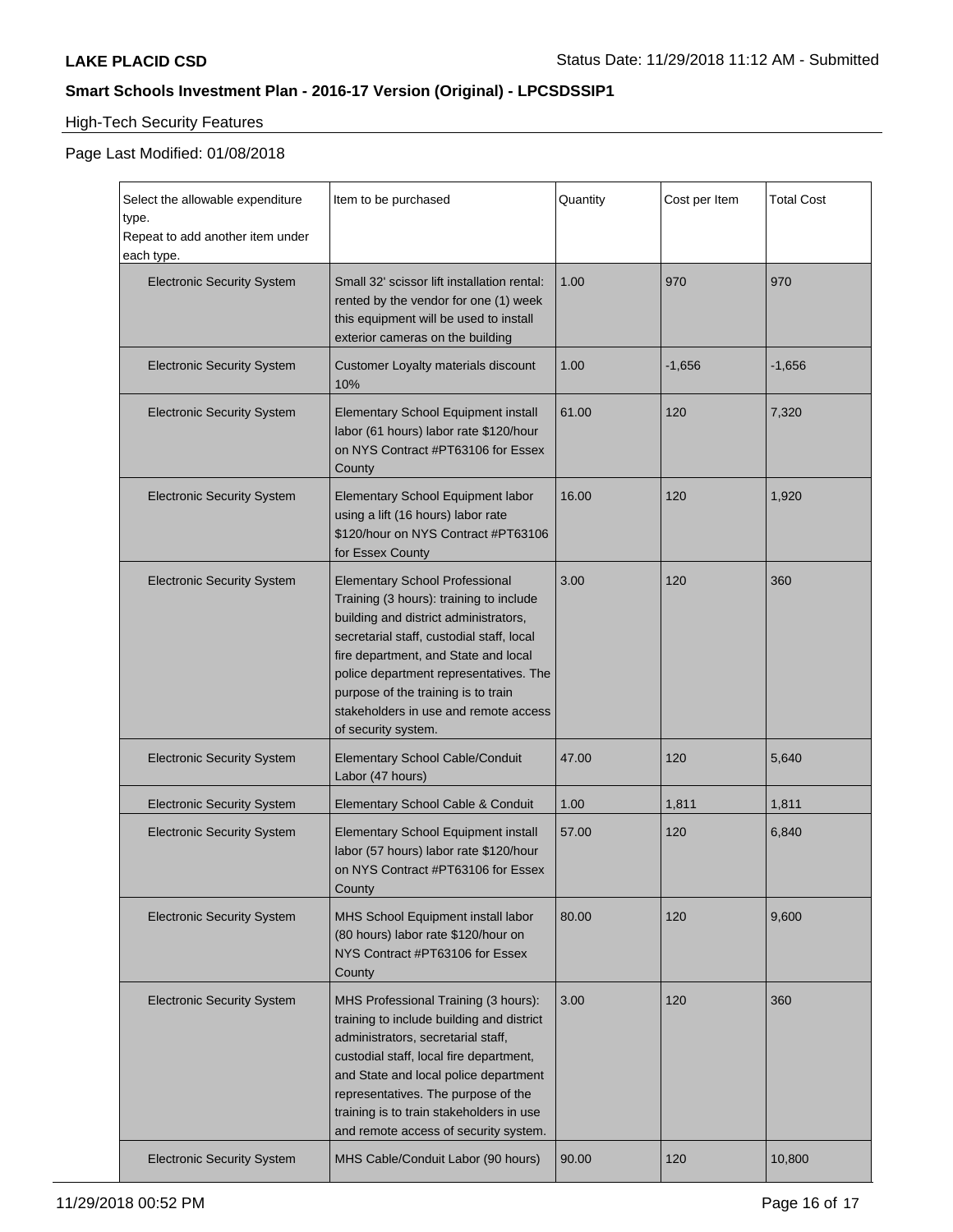**LAKE PLACID CSD** Status Date: 11/29/2018 11:12 AM - Submitted

**Smart Schools Investment Plan - 2016-17 Version (Original) - LPCSDSSIP1**

High-Tech Security Features

Page Last Modified: 01/08/2018

| Select the allowable expenditure type. Repeat to add another item under each type. | Item to be purchased | Quantity | Cost per Item | Total Cost |
|---|---|---|---|---|
| Electronic Security System | Small 32' scissor lift installation rental: rented by the vendor for one (1) week this equipment will be used to install exterior cameras on the building | 1.00 | 970 | 970 |
| Electronic Security System | Customer Loyalty materials discount 10% | 1.00 | -1,656 | -1,656 |
| Electronic Security System | Elementary School Equipment install labor (61 hours) labor rate $120/hour on NYS Contract #PT63106 for Essex County | 61.00 | 120 | 7,320 |
| Electronic Security System | Elementary School Equipment labor using a lift (16 hours) labor rate $120/hour on NYS Contract #PT63106 for Essex County | 16.00 | 120 | 1,920 |
| Electronic Security System | Elementary School Professional Training (3 hours): training to include building and district administrators, secretarial staff, custodial staff, local fire department, and State and local police department representatives. The purpose of the training is to train stakeholders in use and remote access of security system. | 3.00 | 120 | 360 |
| Electronic Security System | Elementary School Cable/Conduit Labor (47 hours) | 47.00 | 120 | 5,640 |
| Electronic Security System | Elementary School Cable & Conduit | 1.00 | 1,811 | 1,811 |
| Electronic Security System | Elementary School Equipment install labor (57 hours) labor rate $120/hour on NYS Contract #PT63106 for Essex County | 57.00 | 120 | 6,840 |
| Electronic Security System | MHS School Equipment install labor (80 hours) labor rate $120/hour on NYS Contract #PT63106 for Essex County | 80.00 | 120 | 9,600 |
| Electronic Security System | MHS Professional Training (3 hours): training to include building and district administrators, secretarial staff, custodial staff, local fire department, and State and local police department representatives. The purpose of the training is to train stakeholders in use and remote access of security system. | 3.00 | 120 | 360 |
| Electronic Security System | MHS Cable/Conduit Labor (90 hours) | 90.00 | 120 | 10,800 |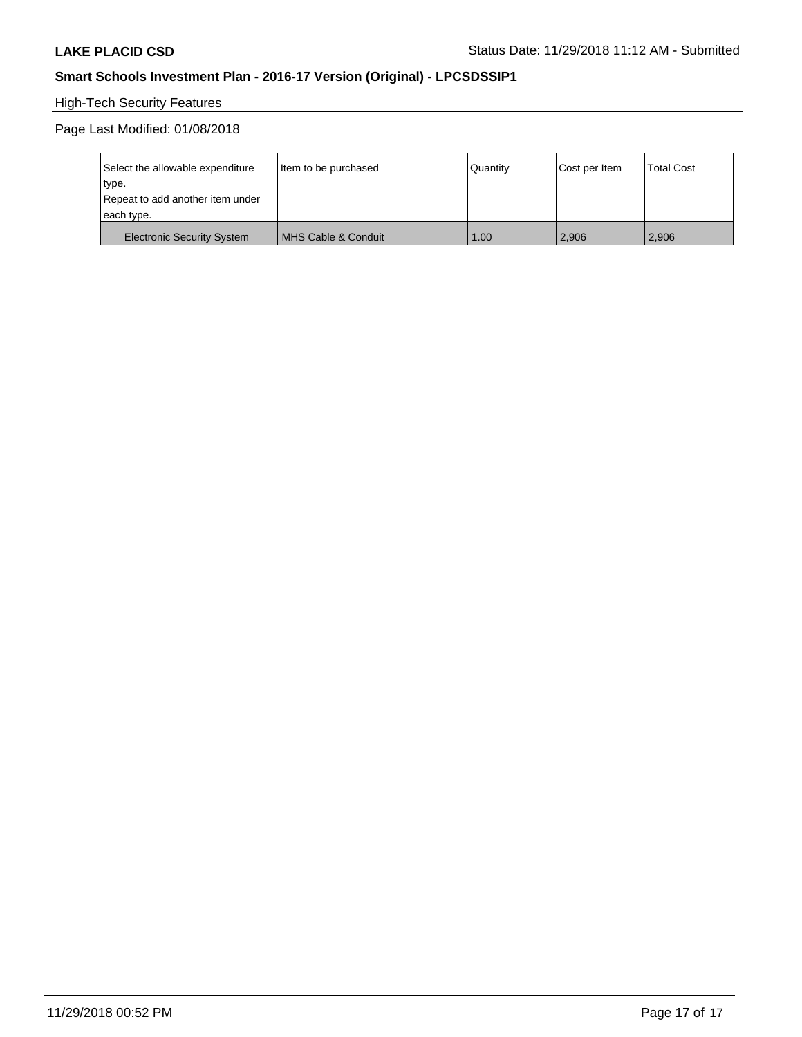High-Tech Security Features

Page Last Modified: 01/08/2018

| Select the allowable expenditure type.<br>Repeat to add another item under each type. | Item to be purchased | Quantity | Cost per Item | Total Cost |
| --- | --- | --- | --- | --- |
| Electronic Security System | MHS Cable & Conduit | 1.00 | 2,906 | 2,906 |